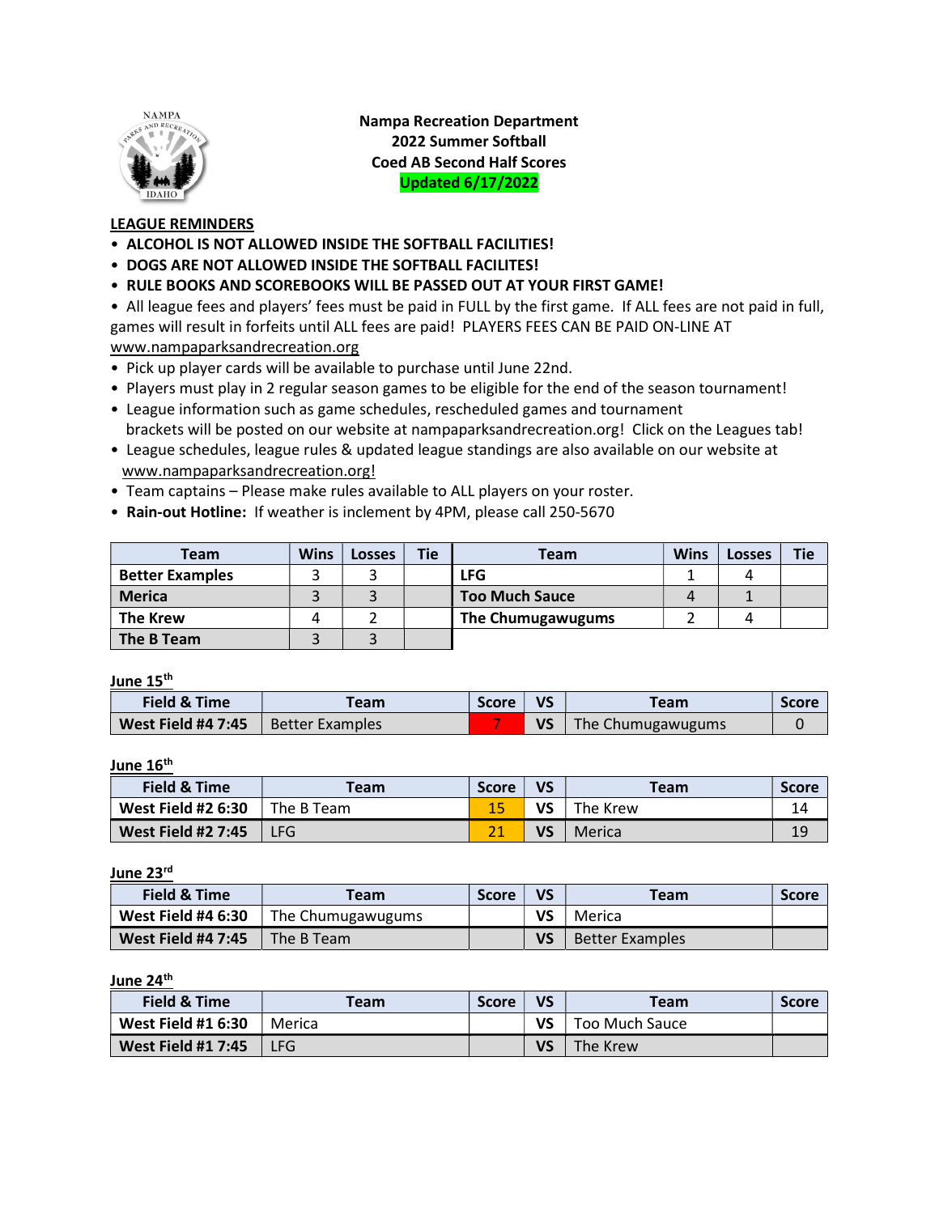# Nampa Recreation Department
## 2022 Summer Softball
## Coed AB Second Half Scores
**Updated 6/17/2022**

**LEAGUE REMINDERS**

- **ALCOHOL IS NOT ALLOWED INSIDE THE SOFTBALL FACILITIES!**
- **DOGS ARE NOT ALLOWED INSIDE THE SOFTBALL FACILITES!**
- **RULE BOOKS AND SCOREBOOKS WILL BE PASSED OUT AT YOUR FIRST GAME!**
- All league fees and players' fees must be paid in FULL by the first game. If ALL fees are not paid in full, games will result in forfeits until ALL fees are paid! PLAYERS FEES CAN BE PAID ON-LINE AT www.nampaparksandrecreation.org
- Pick up player cards will be available to purchase until June 22nd.
- Players must play in 2 regular season games to be eligible for the end of the season tournament!
- League information such as game schedules, rescheduled games and tournament brackets will be posted on our website at nampaparksandrecreation.org! Click on the Leagues tab!
- League schedules, league rules & updated league standings are also available on our website at www.nampaparksandrecreation.org!
- Team captains – Please make rules available to ALL players on your roster.
- **Rain-out Hotline:** If weather is inclement by 4PM, please call 250-5670

| Team | Wins | Losses | Tie | Team | Wins | Losses | Tie |
|---|---|---|---|---|---|---|---|
| **Better Examples** | 3 | 3 | | **LFG** | 1 | 4 | |
| **Merica** | 3 | 3 | | **Too Much Sauce** | 4 | 1 | |
| **The Krew** | 4 | 2 | | **The Chumugawugums** | 2 | 4 | |
| **The B Team** | 3 | 3 | | | | | |

**June 15th**

| Field & Time | Team | Score | VS | Team | Score |
|---|---|---|---|---|---|
| **West Field #4 7:45** | Better Examples | 7 | **VS** | The Chumugawugums | 0 |

**June 16th**

| Field & Time | Team | Score | VS | Team | Score |
|---|---|---|---|---|---|
| **West Field #2 6:30** | The B Team | 15 | **VS** | The Krew | 14 |
| **West Field #2 7:45** | LFG | 21 | **VS** | Merica | 19 |

**June 23rd**

| Field & Time | Team | Score | VS | Team | Score |
|---|---|---|---|---|---|
| **West Field #4 6:30** | The Chumugawugums | | **VS** | Merica | |
| **West Field #4 7:45** | The B Team | | **VS** | Better Examples | |

**June 24th**

| Field & Time | Team | Score | VS | Team | Score |
|---|---|---|---|---|---|
| **West Field #1 6:30** | Merica | | **VS** | Too Much Sauce | |
| **West Field #1 7:45** | LFG | | **VS** | The Krew | |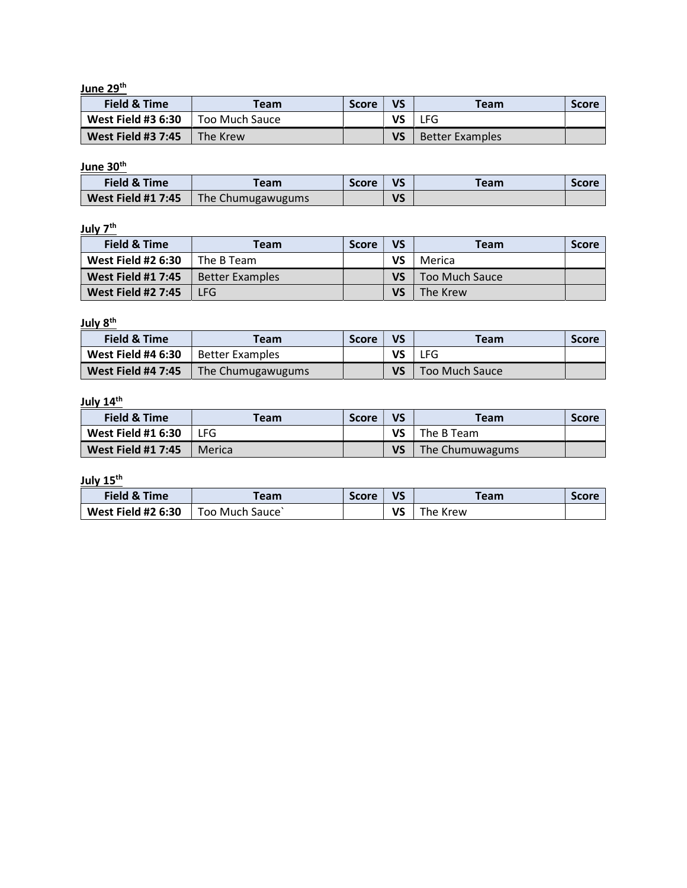**June 29th**

| Field & Time | Team | Score | VS | Team | Score |
|---|---|---|---|---|---|
| **West Field #3 6:30** | Too Much Sauce | | **VS** | LFG | |
| **West Field #3 7:45** | The Krew | | **VS** | Better Examples | |

**June 30th**

| Field & Time | Team | Score | VS | Team | Score |
|---|---|---|---|---|---|
| **West Field #1 7:45** | The Chumugawugums | | **VS** | | |

**July 7th**

| Field & Time | Team | Score | VS | Team | Score |
|---|---|---|---|---|---|
| **West Field #2 6:30** | The B Team | | **VS** | Merica | |
| **West Field #1 7:45** | Better Examples | | **VS** | Too Much Sauce | |
| **West Field #2 7:45** | LFG | | **VS** | The Krew | |

**July 8th**

| Field & Time | Team | Score | VS | Team | Score |
|---|---|---|---|---|---|
| **West Field #4 6:30** | Better Examples | | **VS** | LFG | |
| **West Field #4 7:45** | The Chumugawugums | | **VS** | Too Much Sauce | |

**July 14th**

| Field & Time | Team | Score | VS | Team | Score |
|---|---|---|---|---|---|
| **West Field #1 6:30** | LFG | | **VS** | The B Team | |
| **West Field #1 7:45** | Merica | | **VS** | The Chumuwagums | |

**July 15th**

| Field & Time | Team | Score | VS | Team | Score |
|---|---|---|---|---|---|
| **West Field #2 6:30** | Too Much Sauce` | | **VS** | The Krew | |